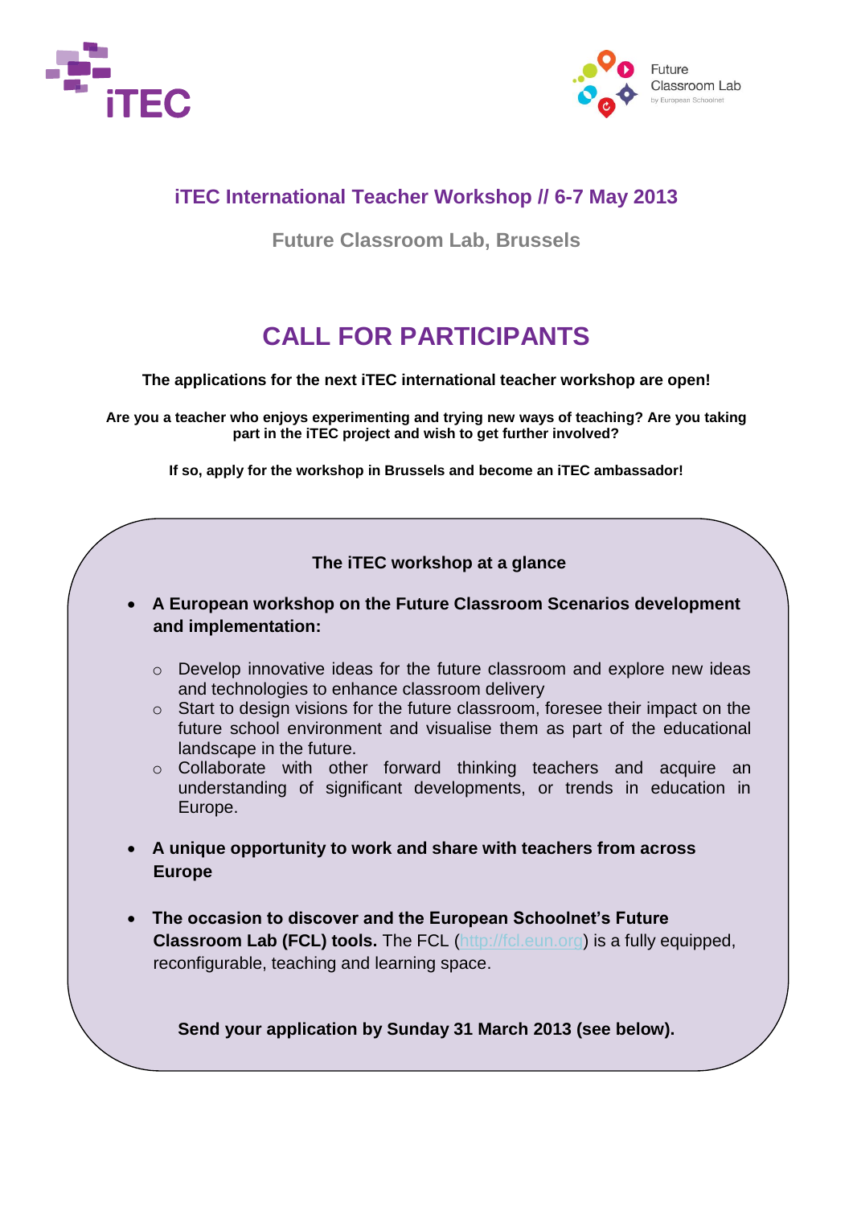## iTEC International Teacher Workshop // 6-7 May 2013

### Future Classroom Lab, Brussels

# CALL FOR PARTICIPANTS

**The applications for the next iTEC international teacher workshop are open!**

**Are you a teacher who enjoys experimenting and trying new ways of teaching? Are you taking part in the iTEC project and wish to get further involved?**

**If so, apply for the workshop in Brussels and become an iTEC ambassador!**

**The iTEC workshop at a glance**

- **A European workshop on the Future Classroom Scenarios development and implementation:**
  - Develop innovative ideas for the future classroom and explore new ideas and technologies to enhance classroom delivery
  - Start to design visions for the future classroom, foresee their impact on the future school environment and visualise them as part of the educational landscape in the future.
  - Collaborate with other forward thinking teachers and acquire an understanding of significant developments, or trends in education in Europe.

- **A unique opportunity to work and share with teachers from across Europe**

- **The occasion to discover and the European Schoolnet's Future Classroom Lab (FCL) tools.** The FCL (http://fcl.eun.org) is a fully equipped, reconfigurable, teaching and learning space.

**Send your application by Sunday 31 March 2013 (see below).**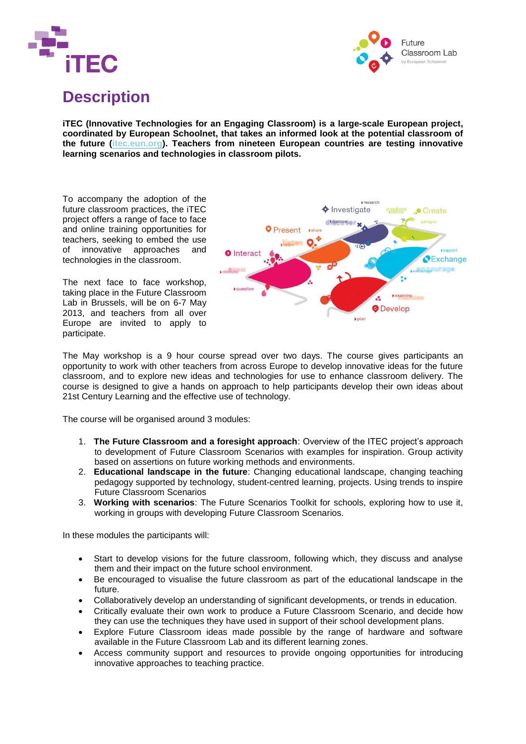# Description

**iTEC (Innovative Technologies for an Engaging Classroom) is a large-scale European project, coordinated by European Schoolnet, that takes an informed look at the potential classroom of the future (itec.eun.org). Teachers from nineteen European countries are testing innovative learning scenarios and technologies in classroom pilots.**

To accompany the adoption of the future classroom practices, the iTEC project offers a range of face to face and online training opportunities for teachers, seeking to embed the use of innovative approaches and technologies in the classroom.

The next face to face workshop, taking place in the Future Classroom Lab in Brussels, will be on 6-7 May 2013, and teachers from all over Europe are invited to apply to participate.

The May workshop is a 9 hour course spread over two days. The course gives participants an opportunity to work with other teachers from across Europe to develop innovative ideas for the future classroom, and to explore new ideas and technologies for use to enhance classroom delivery. The course is designed to give a hands on approach to help participants develop their own ideas about 21st Century Learning and the effective use of technology.

The course will be organised around 3 modules:

1. **The Future Classroom and a foresight approach**: Overview of the ITEC project's approach to development of Future Classroom Scenarios with examples for inspiration. Group activity based on assertions on future working methods and environments.
2. **Educational landscape in the future**: Changing educational landscape, changing teaching pedagogy supported by technology, student-centred learning, projects. Using trends to inspire Future Classroom Scenarios
3. **Working with scenarios**: The Future Scenarios Toolkit for schools, exploring how to use it, working in groups with developing Future Classroom Scenarios.

In these modules the participants will:

- Start to develop visions for the future classroom, following which, they discuss and analyse them and their impact on the future school environment.
- Be encouraged to visualise the future classroom as part of the educational landscape in the future.
- Collaboratively develop an understanding of significant developments, or trends in education.
- Critically evaluate their own work to produce a Future Classroom Scenario, and decide how they can use the techniques they have used in support of their school development plans.
- Explore Future Classroom ideas made possible by the range of hardware and software available in the Future Classroom Lab and its different learning zones.
- Access community support and resources to provide ongoing opportunities for introducing innovative approaches to teaching practice.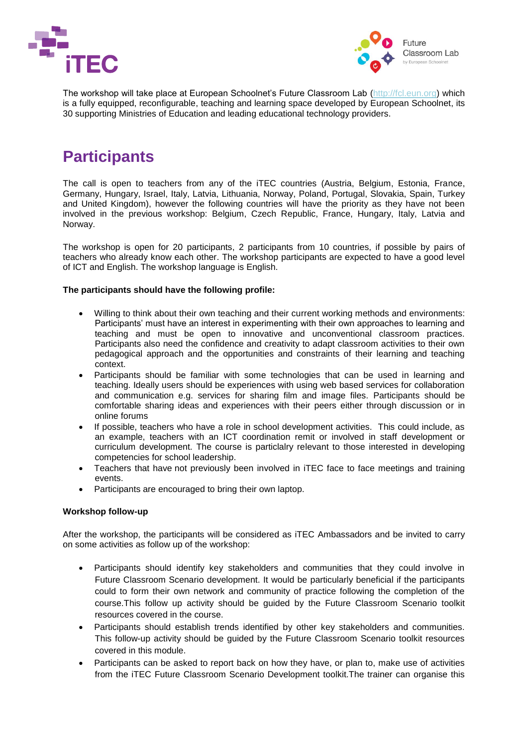The workshop will take place at European Schoolnet's Future Classroom Lab (http://fcl.eun.org) which is a fully equipped, reconfigurable, teaching and learning space developed by European Schoolnet, its 30 supporting Ministries of Education and leading educational technology providers.

# Participants

The call is open to teachers from any of the iTEC countries (Austria, Belgium, Estonia, France, Germany, Hungary, Israel, Italy, Latvia, Lithuania, Norway, Poland, Portugal, Slovakia, Spain, Turkey and United Kingdom), however the following countries will have the priority as they have not been involved in the previous workshop: Belgium, Czech Republic, France, Hungary, Italy, Latvia and Norway.

The workshop is open for 20 participants, 2 participants from 10 countries, if possible by pairs of teachers who already know each other. The workshop participants are expected to have a good level of ICT and English. The workshop language is English.

**The participants should have the following profile:**

- Willing to think about their own teaching and their current working methods and environments: Participants' must have an interest in experimenting with their own approaches to learning and teaching and must be open to innovative and unconventional classroom practices. Participants also need the confidence and creativity to adapt classroom activities to their own pedagogical approach and the opportunities and constraints of their learning and teaching context.
- Participants should be familiar with some technologies that can be used in learning and teaching. Ideally users should be experiences with using web based services for collaboration and communication e.g. services for sharing film and image files. Participants should be comfortable sharing ideas and experiences with their peers either through discussion or in online forums
- If possible, teachers who have a role in school development activities. This could include, as an example, teachers with an ICT coordination remit or involved in staff development or curriculum development. The course is particlalry relevant to those interested in developing competencies for school leadership.
- Teachers that have not previously been involved in iTEC face to face meetings and training events.
- Participants are encouraged to bring their own laptop.

**Workshop follow-up**

After the workshop, the participants will be considered as iTEC Ambassadors and be invited to carry on some activities as follow up of the workshop:

- Participants should identify key stakeholders and communities that they could involve in Future Classroom Scenario development. It would be particularly beneficial if the participants could to form their own network and community of practice following the completion of the course.This follow up activity should be guided by the Future Classroom Scenario toolkit resources covered in the course.
- Participants should establish trends identified by other key stakeholders and communities. This follow-up activity should be guided by the Future Classroom Scenario toolkit resources covered in this module.
- Participants can be asked to report back on how they have, or plan to, make use of activities from the iTEC Future Classroom Scenario Development toolkit.The trainer can organise this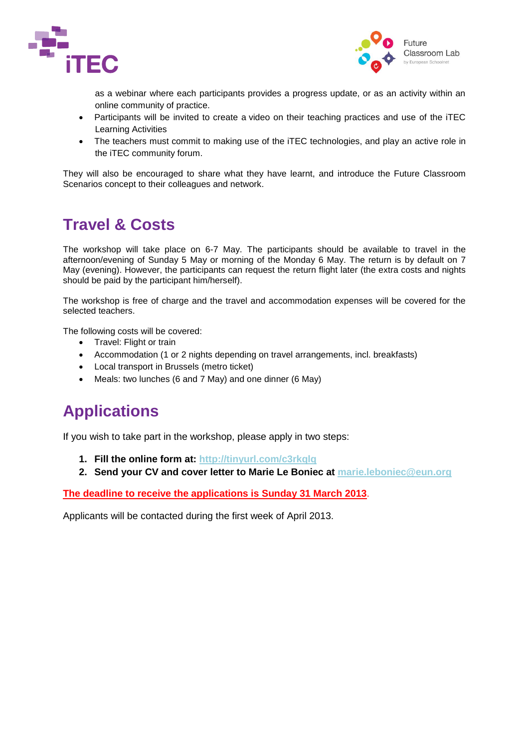as a webinar where each participants provides a progress update, or as an activity within an online community of practice.

- Participants will be invited to create a video on their teaching practices and use of the iTEC Learning Activities
- The teachers must commit to making use of the iTEC technologies, and play an active role in the iTEC community forum.

They will also be encouraged to share what they have learnt, and introduce the Future Classroom Scenarios concept to their colleagues and network.

## Travel & Costs

The workshop will take place on 6-7 May. The participants should be available to travel in the afternoon/evening of Sunday 5 May or morning of the Monday 6 May. The return is by default on 7 May (evening). However, the participants can request the return flight later (the extra costs and nights should be paid by the participant him/herself).

The workshop is free of charge and the travel and accommodation expenses will be covered for the selected teachers.

The following costs will be covered:

- Travel: Flight or train
- Accommodation (1 or 2 nights depending on travel arrangements, incl. breakfasts)
- Local transport in Brussels (metro ticket)
- Meals: two lunches (6 and 7 May) and one dinner (6 May)

## Applications

If you wish to take part in the workshop, please apply in two steps:

1. **Fill the online form at: http://tinyurl.com/c3rkqlq**
2. **Send your CV and cover letter to Marie Le Boniec at marie.leboniec@eun.org**

**The deadline to receive the applications is Sunday 31 March 2013**.

Applicants will be contacted during the first week of April 2013.